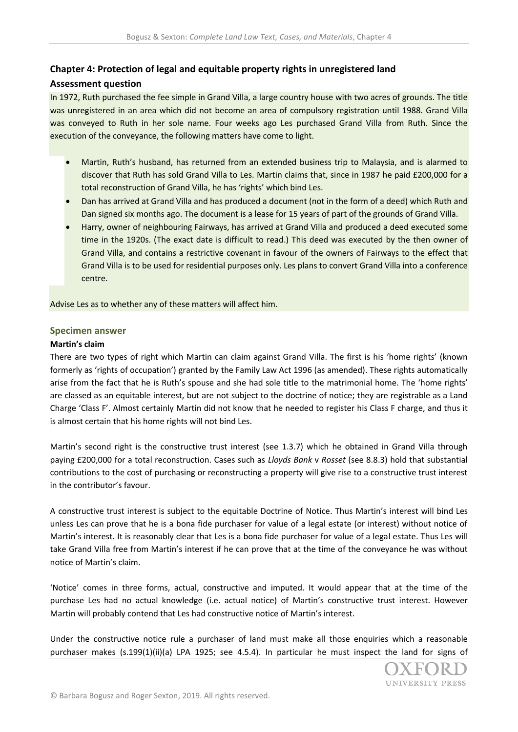## Chapter 4: Protection of legal and equitable property rights in unregistered land

### Assessment question

In 1972, Ruth purchased the fee simple in Grand Villa, a large country house with two acres of grounds. The title was unregistered in an area which did not become an area of compulsory registration until 1988. Grand Villa was conveyed to Ruth in her sole name. Four weeks ago Les purchased Grand Villa from Ruth. Since the execution of the conveyance, the following matters have come to light.

- Martin, Ruth's husband, has returned from an extended business trip to Malaysia, and is alarmed to discover that Ruth has sold Grand Villa to Les. Martin claims that, since in 1987 he paid £200,000 for a total reconstruction of Grand Villa, he has 'rights' which bind Les.
- Dan has arrived at Grand Villa and has produced a document (not in the form of a deed) which Ruth and Dan signed six months ago. The document is a lease for 15 years of part of the grounds of Grand Villa.
- Harry, owner of neighbouring Fairways, has arrived at Grand Villa and produced a deed executed some time in the 1920s. (The exact date is difficult to read.) This deed was executed by the then owner of Grand Villa, and contains a restrictive covenant in favour of the owners of Fairways to the effect that Grand Villa is to be used for residential purposes only. Les plans to convert Grand Villa into a conference centre.

Advise Les as to whether any of these matters will affect him.

### Specimen answer

**Martin's claim**

There are two types of right which Martin can claim against Grand Villa. The first is his 'home rights' (known formerly as 'rights of occupation') granted by the Family Law Act 1996 (as amended). These rights automatically arise from the fact that he is Ruth's spouse and she had sole title to the matrimonial home. The 'home rights' are classed as an equitable interest, but are not subject to the doctrine of notice; they are registrable as a Land Charge 'Class F'. Almost certainly Martin did not know that he needed to register his Class F charge, and thus it is almost certain that his home rights will not bind Les.

Martin's second right is the constructive trust interest (see 1.3.7) which he obtained in Grand Villa through paying £200,000 for a total reconstruction. Cases such as *Lloyds Bank* v *Rosset* (see 8.8.3) hold that substantial contributions to the cost of purchasing or reconstructing a property will give rise to a constructive trust interest in the contributor's favour.

A constructive trust interest is subject to the equitable Doctrine of Notice. Thus Martin's interest will bind Les unless Les can prove that he is a bona fide purchaser for value of a legal estate (or interest) without notice of Martin's interest. It is reasonably clear that Les is a bona fide purchaser for value of a legal estate. Thus Les will take Grand Villa free from Martin's interest if he can prove that at the time of the conveyance he was without notice of Martin's claim.

'Notice' comes in three forms, actual, constructive and imputed. It would appear that at the time of the purchase Les had no actual knowledge (i.e. actual notice) of Martin's constructive trust interest. However Martin will probably contend that Les had constructive notice of Martin's interest.

Under the constructive notice rule a purchaser of land must make all those enquiries which a reasonable purchaser makes (s.199(1)(ii)(a) LPA 1925; see 4.5.4). In particular he must inspect the land for signs of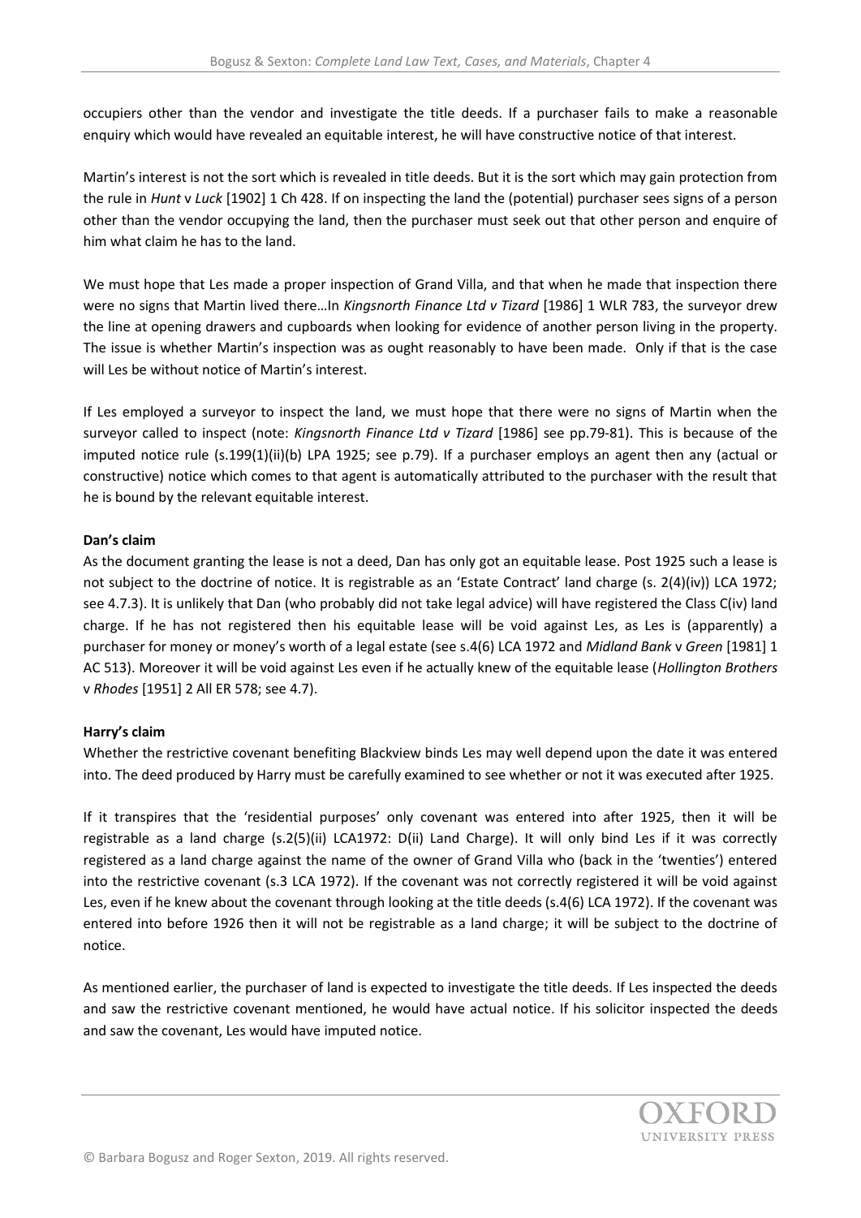occupiers other than the vendor and investigate the title deeds. If a purchaser fails to make a reasonable enquiry which would have revealed an equitable interest, he will have constructive notice of that interest.

Martin's interest is not the sort which is revealed in title deeds. But it is the sort which may gain protection from the rule in *Hunt* v *Luck* [1902] 1 Ch 428. If on inspecting the land the (potential) purchaser sees signs of a person other than the vendor occupying the land, then the purchaser must seek out that other person and enquire of him what claim he has to the land.

We must hope that Les made a proper inspection of Grand Villa, and that when he made that inspection there were no signs that Martin lived there…In *Kingsnorth Finance Ltd v Tizard* [1986] 1 WLR 783, the surveyor drew the line at opening drawers and cupboards when looking for evidence of another person living in the property. The issue is whether Martin's inspection was as ought reasonably to have been made. Only if that is the case will Les be without notice of Martin's interest.

If Les employed a surveyor to inspect the land, we must hope that there were no signs of Martin when the surveyor called to inspect (note: *Kingsnorth Finance Ltd v Tizard* [1986] see pp.79-81). This is because of the imputed notice rule (s.199(1)(ii)(b) LPA 1925; see p.79). If a purchaser employs an agent then any (actual or constructive) notice which comes to that agent is automatically attributed to the purchaser with the result that he is bound by the relevant equitable interest.

**Dan's claim**

As the document granting the lease is not a deed, Dan has only got an equitable lease. Post 1925 such a lease is not subject to the doctrine of notice. It is registrable as an 'Estate Contract' land charge (s. 2(4)(iv)) LCA 1972; see 4.7.3). It is unlikely that Dan (who probably did not take legal advice) will have registered the Class C(iv) land charge. If he has not registered then his equitable lease will be void against Les, as Les is (apparently) a purchaser for money or money's worth of a legal estate (see s.4(6) LCA 1972 and *Midland Bank* v *Green* [1981] 1 AC 513). Moreover it will be void against Les even if he actually knew of the equitable lease (*Hollington Brothers* v *Rhodes* [1951] 2 All ER 578; see 4.7).

**Harry's claim**

Whether the restrictive covenant benefiting Blackview binds Les may well depend upon the date it was entered into. The deed produced by Harry must be carefully examined to see whether or not it was executed after 1925.

If it transpires that the 'residential purposes' only covenant was entered into after 1925, then it will be registrable as a land charge (s.2(5)(ii) LCA1972: D(ii) Land Charge). It will only bind Les if it was correctly registered as a land charge against the name of the owner of Grand Villa who (back in the 'twenties') entered into the restrictive covenant (s.3 LCA 1972). If the covenant was not correctly registered it will be void against Les, even if he knew about the covenant through looking at the title deeds (s.4(6) LCA 1972). If the covenant was entered into before 1926 then it will not be registrable as a land charge; it will be subject to the doctrine of notice.

As mentioned earlier, the purchaser of land is expected to investigate the title deeds. If Les inspected the deeds and saw the restrictive covenant mentioned, he would have actual notice. If his solicitor inspected the deeds and saw the covenant, Les would have imputed notice.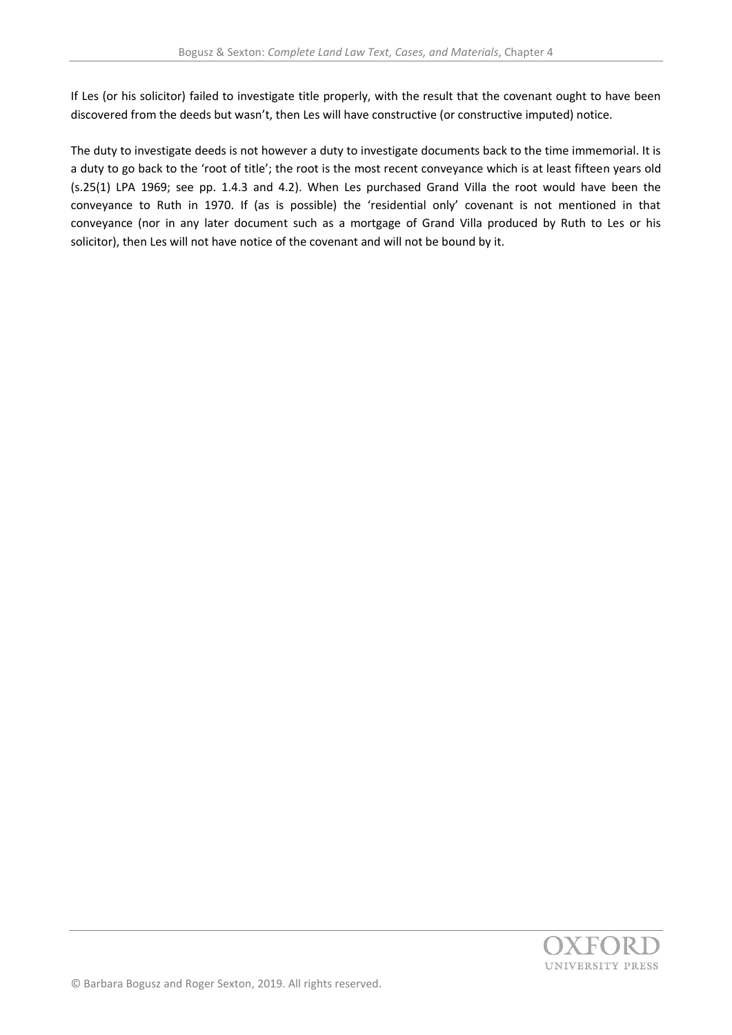If Les (or his solicitor) failed to investigate title properly, with the result that the covenant ought to have been discovered from the deeds but wasn't, then Les will have constructive (or constructive imputed) notice.

The duty to investigate deeds is not however a duty to investigate documents back to the time immemorial. It is a duty to go back to the 'root of title'; the root is the most recent conveyance which is at least fifteen years old (s.25(1) LPA 1969; see pp. 1.4.3 and 4.2). When Les purchased Grand Villa the root would have been the conveyance to Ruth in 1970. If (as is possible) the 'residential only' covenant is not mentioned in that conveyance (nor in any later document such as a mortgage of Grand Villa produced by Ruth to Les or his solicitor), then Les will not have notice of the covenant and will not be bound by it.